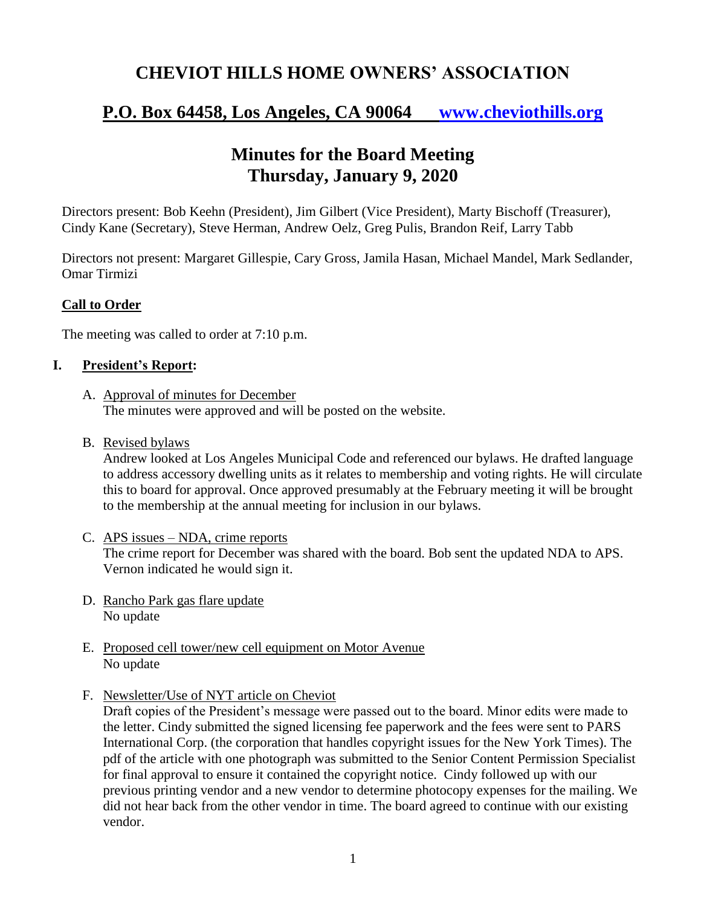# CHEVIOT HILLS HOME OWNERS' ASSOCIATION

## P.O. Box 64458, Los Angeles, CA 90064 www.cheviothills.org

## Minutes for the Board Meeting
## Thursday, January 9, 2020

Directors present: Bob Keehn (President), Jim Gilbert (Vice President), Marty Bischoff (Treasurer), Cindy Kane (Secretary), Steve Herman, Andrew Oelz, Greg Pulis, Brandon Reif, Larry Tabb

Directors not present: Margaret Gillespie, Cary Gross, Jamila Hasan, Michael Mandel, Mark Sedlander, Omar Tirmizi

### Call to Order

The meeting was called to order at 7:10 p.m.

### I. President's Report:

A. Approval of minutes for December
The minutes were approved and will be posted on the website.

B. Revised bylaws
Andrew looked at Los Angeles Municipal Code and referenced our bylaws. He drafted language to address accessory dwelling units as it relates to membership and voting rights. He will circulate this to board for approval. Once approved presumably at the February meeting it will be brought to the membership at the annual meeting for inclusion in our bylaws.

C. APS issues – NDA, crime reports
The crime report for December was shared with the board. Bob sent the updated NDA to APS. Vernon indicated he would sign it.

D. Rancho Park gas flare update
No update

E. Proposed cell tower/new cell equipment on Motor Avenue
No update

F. Newsletter/Use of NYT article on Cheviot
Draft copies of the President's message were passed out to the board. Minor edits were made to the letter. Cindy submitted the signed licensing fee paperwork and the fees were sent to PARS International Corp. (the corporation that handles copyright issues for the New York Times). The pdf of the article with one photograph was submitted to the Senior Content Permission Specialist for final approval to ensure it contained the copyright notice. Cindy followed up with our previous printing vendor and a new vendor to determine photocopy expenses for the mailing. We did not hear back from the other vendor in time. The board agreed to continue with our existing vendor.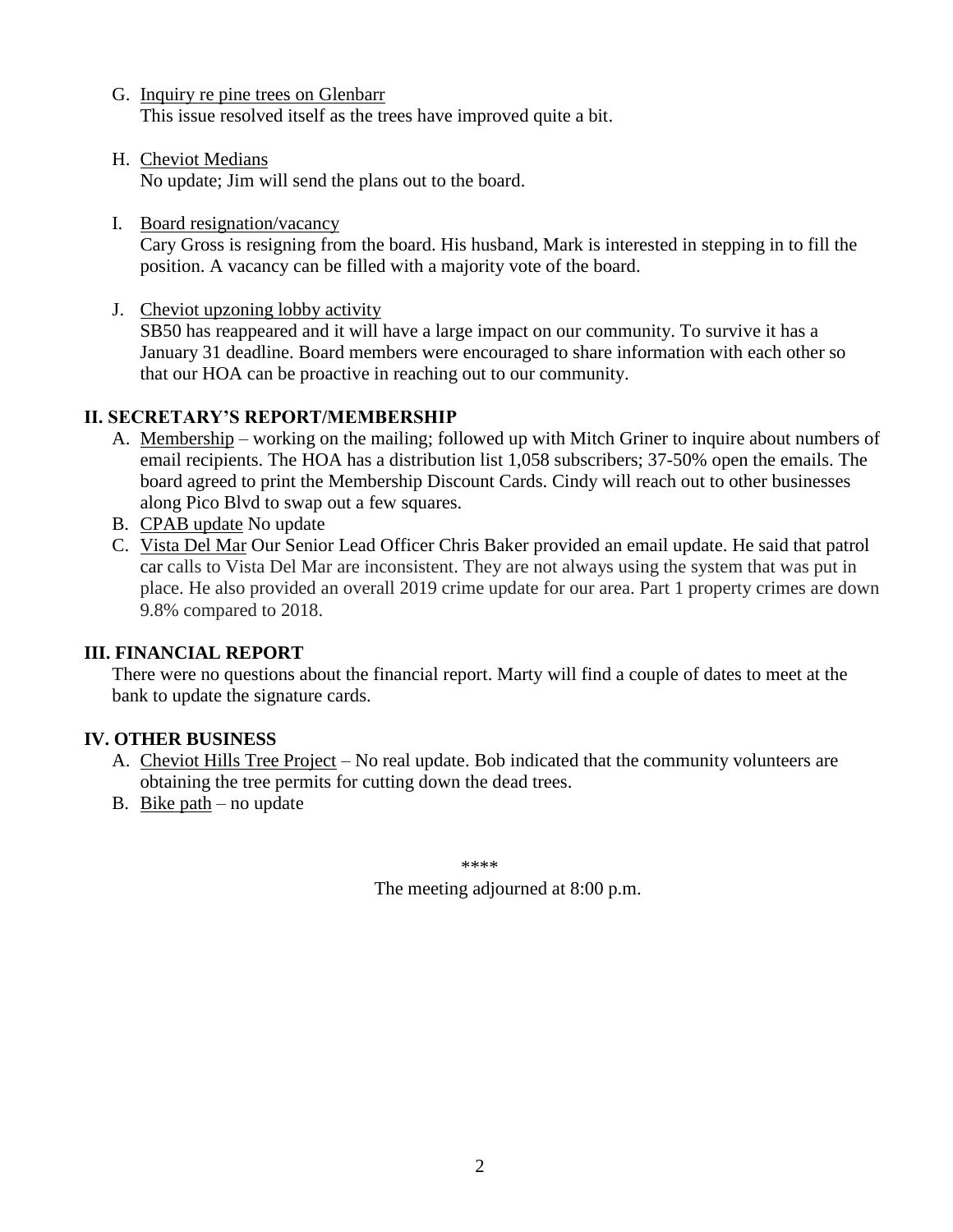G. <u>Inquiry re pine trees on Glenbarr</u>
   This issue resolved itself as the trees have improved quite a bit.

H. <u>Cheviot Medians</u>
   No update; Jim will send the plans out to the board.

I. <u>Board resignation/vacancy</u>
   Cary Gross is resigning from the board. His husband, Mark is interested in stepping in to fill the position. A vacancy can be filled with a majority vote of the board.

J. <u>Cheviot upzoning lobby activity</u>
   SB50 has reappeared and it will have a large impact on our community. To survive it has a January 31 deadline. Board members were encouraged to share information with each other so that our HOA can be proactive in reaching out to our community.

## II. SECRETARY'S REPORT/MEMBERSHIP

A. <u>Membership</u> – working on the mailing; followed up with Mitch Griner to inquire about numbers of email recipients. The HOA has a distribution list 1,058 subscribers; 37-50% open the emails. The board agreed to print the Membership Discount Cards. Cindy will reach out to other businesses along Pico Blvd to swap out a few squares.
B. <u>CPAB update</u> No update
C. <u>Vista Del Mar</u> Our Senior Lead Officer Chris Baker provided an email update. He said that patrol car calls to Vista Del Mar are inconsistent. They are not always using the system that was put in place. He also provided an overall 2019 crime update for our area. Part 1 property crimes are down 9.8% compared to 2018.

## III. FINANCIAL REPORT

There were no questions about the financial report. Marty will find a couple of dates to meet at the bank to update the signature cards.

## IV. OTHER BUSINESS

A. <u>Cheviot Hills Tree Project</u> – No real update. Bob indicated that the community volunteers are obtaining the tree permits for cutting down the dead trees.
B. <u>Bike path</u> – no update

****

The meeting adjourned at 8:00 p.m.